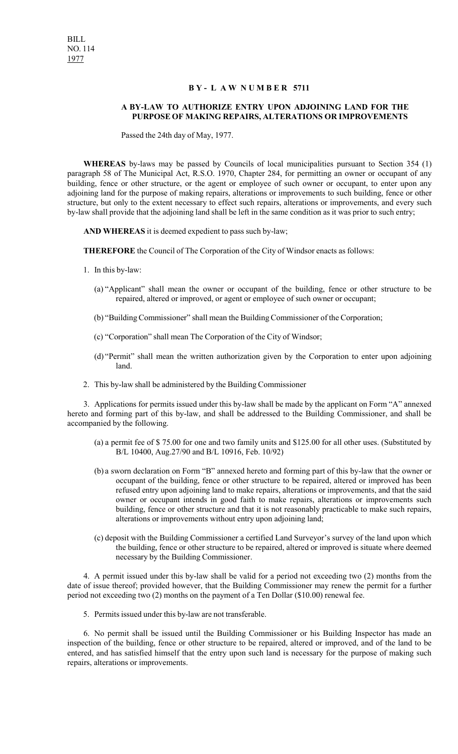BILL
NO. 114
1977

# B Y - L A W N U M B E R 5711

## A BY-LAW TO AUTHORIZE ENTRY UPON ADJOINING LAND FOR THE PURPOSE OF MAKING REPAIRS, ALTERATIONS OR IMPROVEMENTS

Passed the 24th day of May, 1977.

**WHEREAS** by-laws may be passed by Councils of local municipalities pursuant to Section 354 (1) paragraph 58 of The Municipal Act, R.S.O. 1970, Chapter 284, for permitting an owner or occupant of any building, fence or other structure, or the agent or employee of such owner or occupant, to enter upon any adjoining land for the purpose of making repairs, alterations or improvements to such building, fence or other structure, but only to the extent necessary to effect such repairs, alterations or improvements, and every such by-law shall provide that the adjoining land shall be left in the same condition as it was prior to such entry;

**AND WHEREAS** it is deemed expedient to pass such by-law;

**THEREFORE** the Council of The Corporation of the City of Windsor enacts as follows:

1. In this by-law:

   (a) "Applicant" shall mean the owner or occupant of the building, fence or other structure to be repaired, altered or improved, or agent or employee of such owner or occupant;

   (b) "Building Commissioner" shall mean the Building Commissioner of the Corporation;

   (c) "Corporation" shall mean The Corporation of the City of Windsor;

   (d) "Permit" shall mean the written authorization given by the Corporation to enter upon adjoining land.

2. This by-law shall be administered by the Building Commissioner

3. Applications for permits issued under this by-law shall be made by the applicant on Form "A" annexed hereto and forming part of this by-law, and shall be addressed to the Building Commissioner, and shall be accompanied by the following.

   (a) a permit fee of $ 75.00 for one and two family units and $125.00 for all other uses. (Substituted by B/L 10400, Aug.27/90 and B/L 10916, Feb. 10/92)

   (b) a sworn declaration on Form "B" annexed hereto and forming part of this by-law that the owner or occupant of the building, fence or other structure to be repaired, altered or improved has been refused entry upon adjoining land to make repairs, alterations or improvements, and that the said owner or occupant intends in good faith to make repairs, alterations or improvements such building, fence or other structure and that it is not reasonably practicable to make such repairs, alterations or improvements without entry upon adjoining land;

   (c) deposit with the Building Commissioner a certified Land Surveyor's survey of the land upon which the building, fence or other structure to be repaired, altered or improved is situate where deemed necessary by the Building Commissioner.

4. A permit issued under this by-law shall be valid for a period not exceeding two (2) months from the date of issue thereof; provided however, that the Building Commissioner may renew the permit for a further period not exceeding two (2) months on the payment of a Ten Dollar ($10.00) renewal fee.

5. Permits issued under this by-law are not transferable.

6. No permit shall be issued until the Building Commissioner or his Building Inspector has made an inspection of the building, fence or other structure to be repaired, altered or improved, and of the land to be entered, and has satisfied himself that the entry upon such land is necessary for the purpose of making such repairs, alterations or improvements.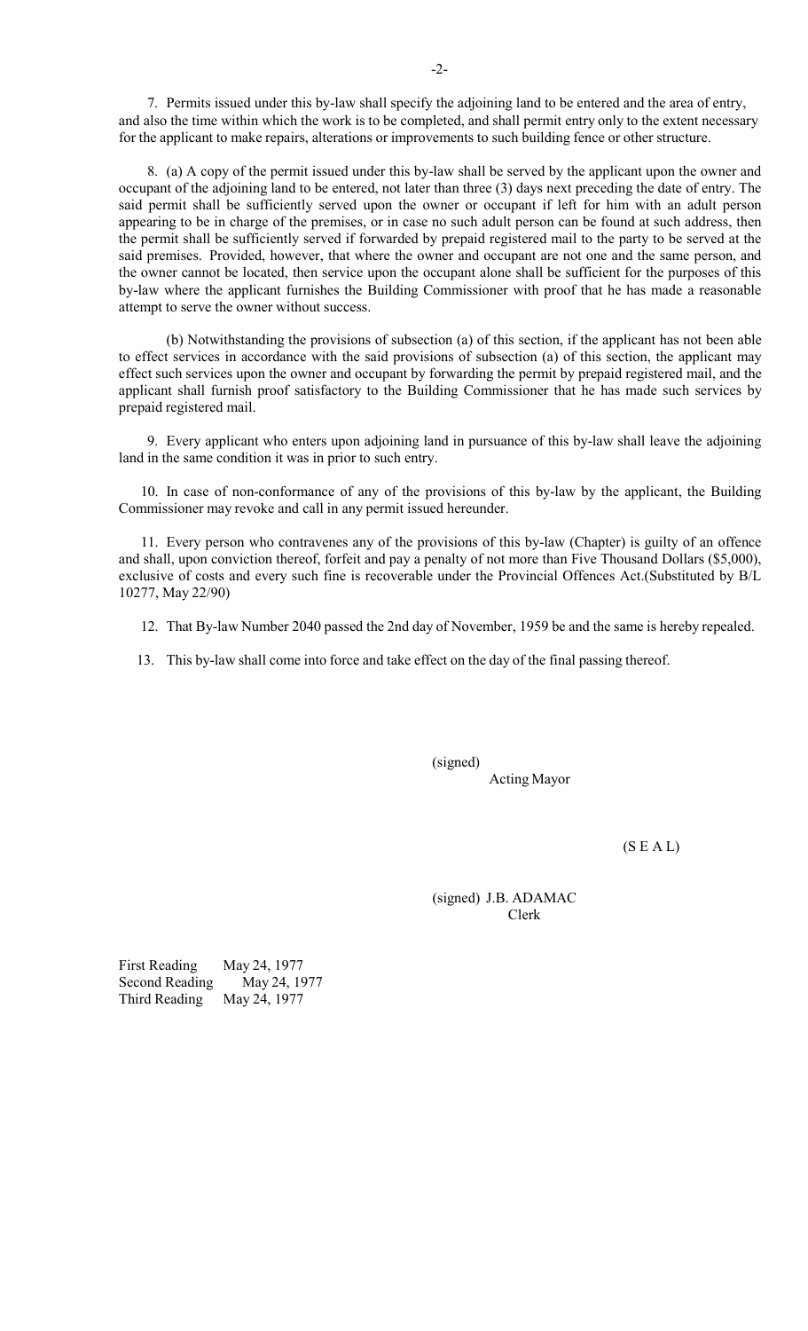7. Permits issued under this by-law shall specify the adjoining land to be entered and the area of entry, and also the time within which the work is to be completed, and shall permit entry only to the extent necessary for the applicant to make repairs, alterations or improvements to such building fence or other structure.

8. (a) A copy of the permit issued under this by-law shall be served by the applicant upon the owner and occupant of the adjoining land to be entered, not later than three (3) days next preceding the date of entry. The said permit shall be sufficiently served upon the owner or occupant if left for him with an adult person appearing to be in charge of the premises, or in case no such adult person can be found at such address, then the permit shall be sufficiently served if forwarded by prepaid registered mail to the party to be served at the said premises. Provided, however, that where the owner and occupant are not one and the same person, and the owner cannot be located, then service upon the occupant alone shall be sufficient for the purposes of this by-law where the applicant furnishes the Building Commissioner with proof that he has made a reasonable attempt to serve the owner without success.

(b) Notwithstanding the provisions of subsection (a) of this section, if the applicant has not been able to effect services in accordance with the said provisions of subsection (a) of this section, the applicant may effect such services upon the owner and occupant by forwarding the permit by prepaid registered mail, and the applicant shall furnish proof satisfactory to the Building Commissioner that he has made such services by prepaid registered mail.

9. Every applicant who enters upon adjoining land in pursuance of this by-law shall leave the adjoining land in the same condition it was in prior to such entry.

10. In case of non-conformance of any of the provisions of this by-law by the applicant, the Building Commissioner may revoke and call in any permit issued hereunder.

11. Every person who contravenes any of the provisions of this by-law (Chapter) is guilty of an offence and shall, upon conviction thereof, forfeit and pay a penalty of not more than Five Thousand Dollars ($5,000), exclusive of costs and every such fine is recoverable under the Provincial Offences Act.(Substituted by B/L 10277, May 22/90)

12. That By-law Number 2040 passed the 2nd day of November, 1959 be and the same is hereby repealed.

13. This by-law shall come into force and take effect on the day of the final passing thereof.

(signed)
Acting Mayor

(S E A L)

(signed) J.B. ADAMAC
Clerk

First Reading May 24, 1977
Second Reading May 24, 1977
Third Reading May 24, 1977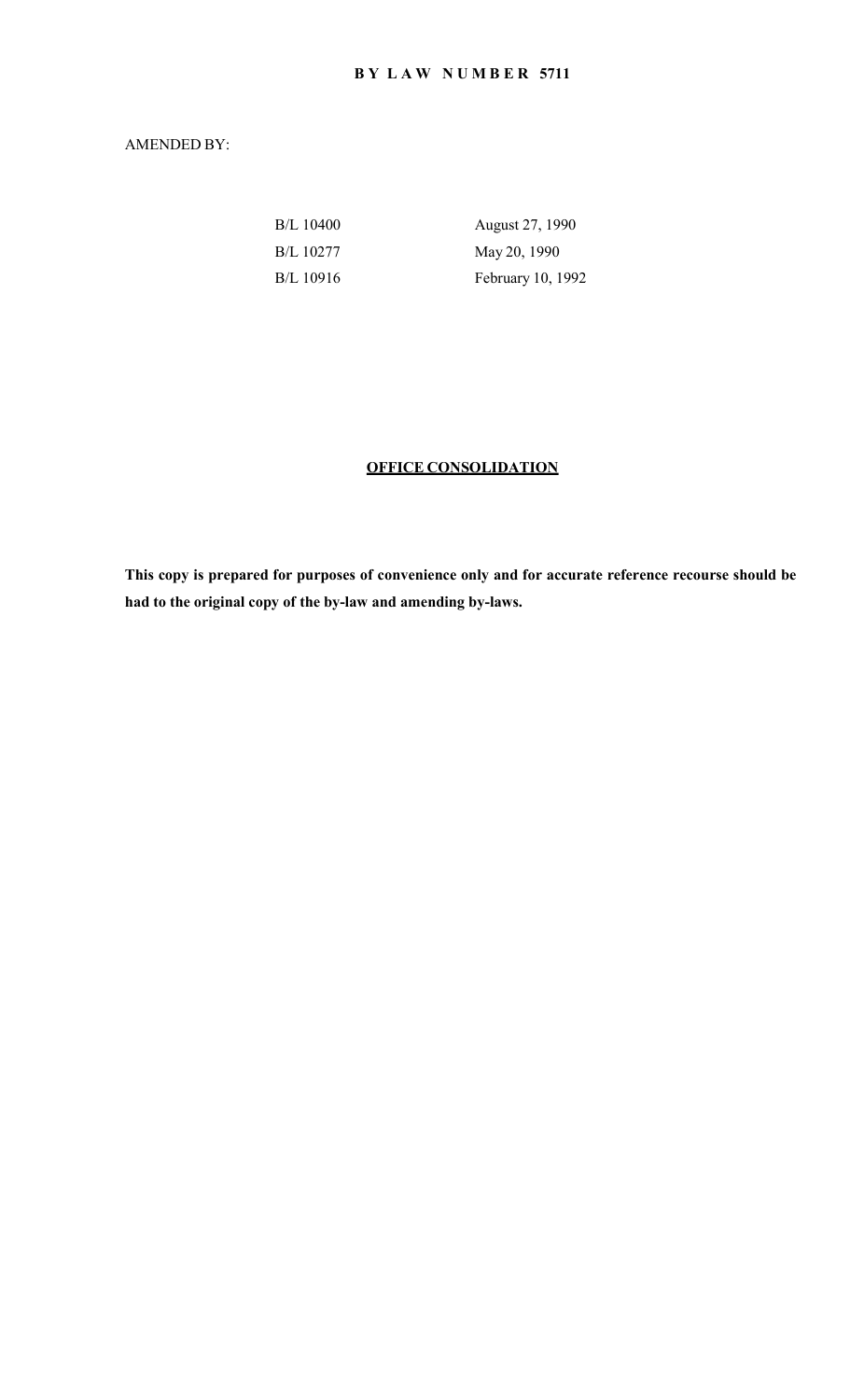**B Y L A W N U M B E R 5711**

AMENDED BY:

| | |
|---|---|
| B/L 10400 | August 27, 1990 |
| B/L 10277 | May 20, 1990 |
| B/L 10916 | February 10, 1992 |

**OFFICE CONSOLIDATION**

**This copy is prepared for purposes of convenience only and for accurate reference recourse should be had to the original copy of the by-law and amending by-laws.**